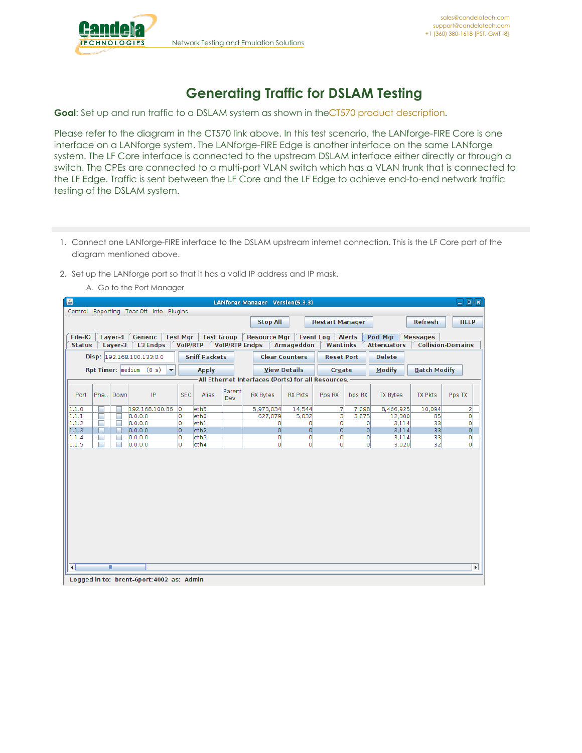# Generating Traffic for DSLAM Testing

**Goal**: Set up and run traffic to a DSLAM system as shown in the CT570 product description.

Please refer to the diagram in the CT570 link above. In this test scenario, the LANforge-FIRE Core is one interface on a LANforge system. The LANforge-FIRE Edge is another interface on the same LANforge system. The LF Core interface is connected to the upstream DSLAM interface either directly or through a switch. The CPEs are connected to a multi-port VLAN switch which has a VLAN trunk that is connected to the LF Edge. Traffic is sent between the LF Core and the LF Edge to achieve end-to-end network traffic testing of the DSLAM system.

1. Connect one LANforge-FIRE interface to the DSLAM upstream internet connection. This is the LF Core part of the diagram mentioned above.
2. Set up the LANforge port so that it has a valid IP address and IP mask.
   A. Go to the Port Manager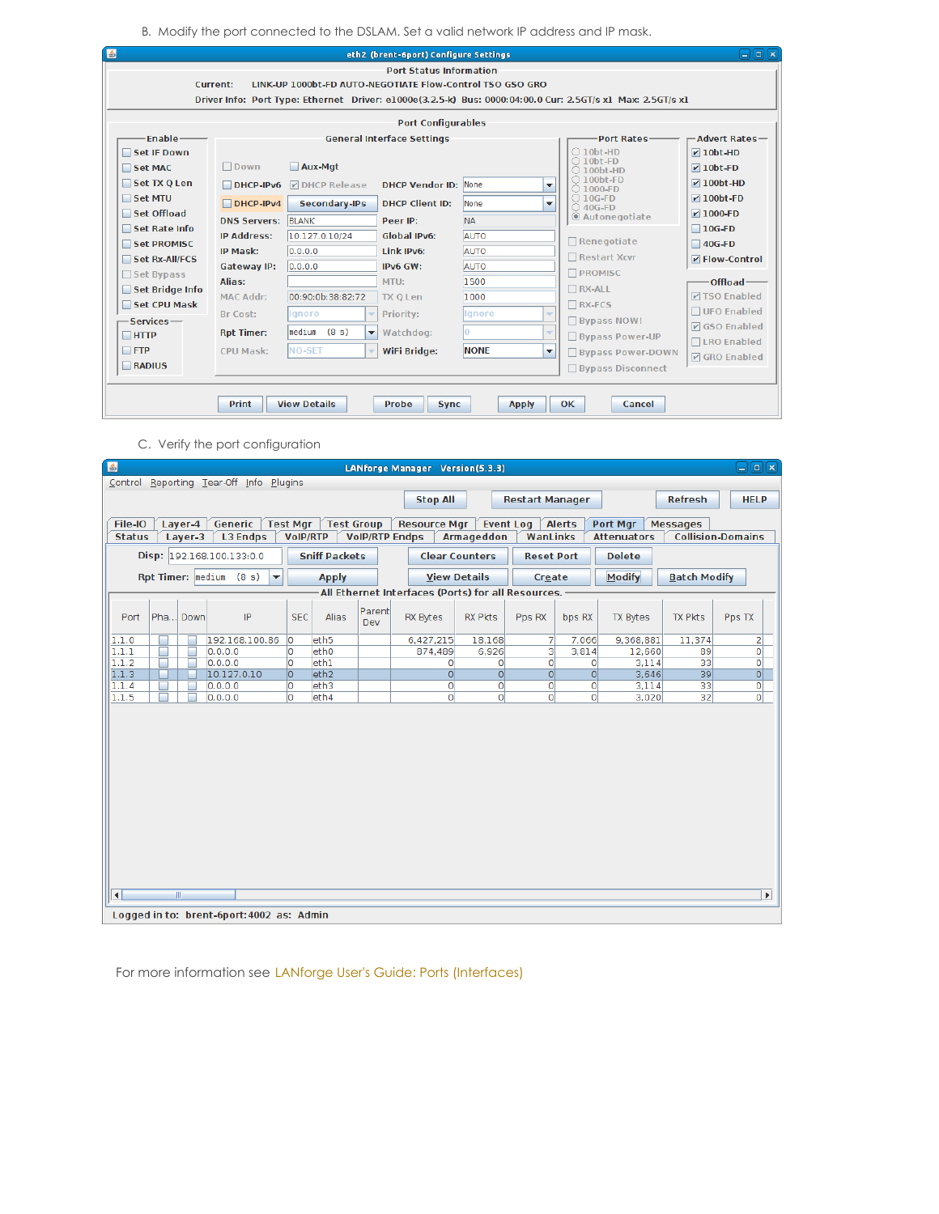B. Modify the port connected to the DSLAM. Set a valid network IP address and IP mask.

C. Verify the port configuration

For more information see LANforge User's Guide: Ports (Interfaces)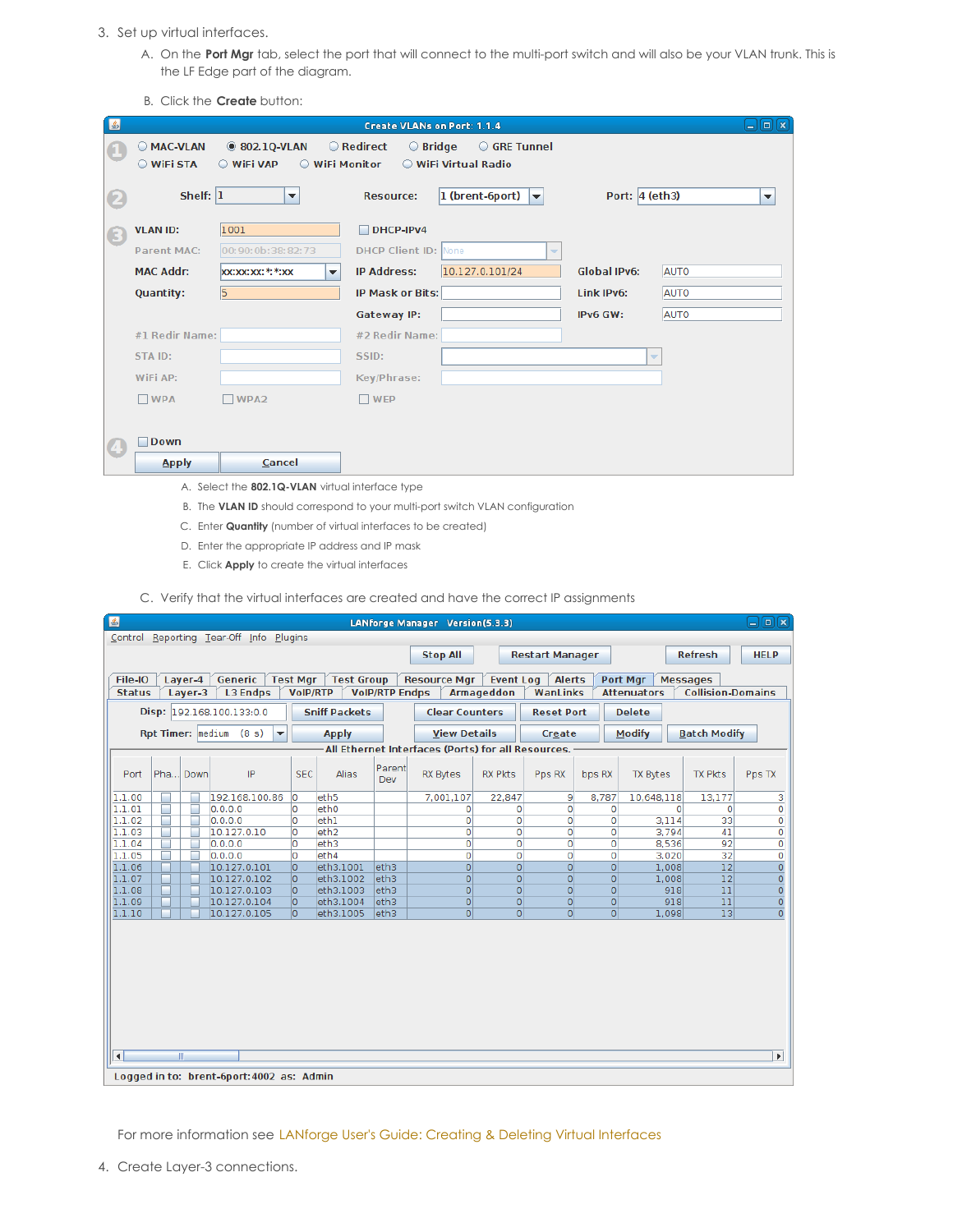3. Set up virtual interfaces.
   A. On the **Port Mgr** tab, select the port that will connect to the multi-port switch and will also be your VLAN trunk. This is the LF Edge part of the diagram.
   B. Click the **Create** button:

      A. Select the **802.1Q-VLAN** virtual interface type
      B. The **VLAN ID** should correspond to your multi-port switch VLAN configuration
      C. Enter **Quantity** (number of virtual interfaces to be created)
      D. Enter the appropriate IP address and IP mask
      E. Click **Apply** to create the virtual interfaces

   C. Verify that the virtual interfaces are created and have the correct IP assignments

For more information see LANforge User's Guide: Creating & Deleting Virtual Interfaces

4. Create Layer-3 connections.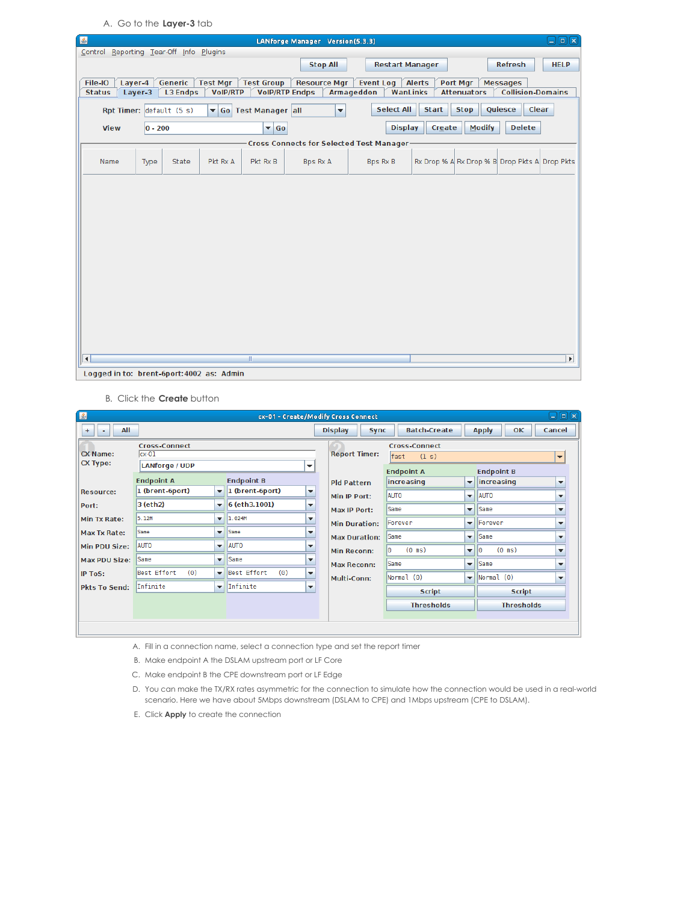A. Go to the **Layer-3** tab

B. Click the **Create** button

A. Fill in a connection name, select a connection type and set the report timer
B. Make endpoint A the DSLAM upstream port or LF Core
C. Make endpoint B the CPE downstream port or LF Edge
D. You can make the TX/RX rates asymmetric for the connection to simulate how the connection would be used in a real-world scenario. Here we have about 5Mbps downstream (DSLAM to CPE) and 1Mbps upstream (CPE to DSLAM).
E. Click **Apply** to create the connection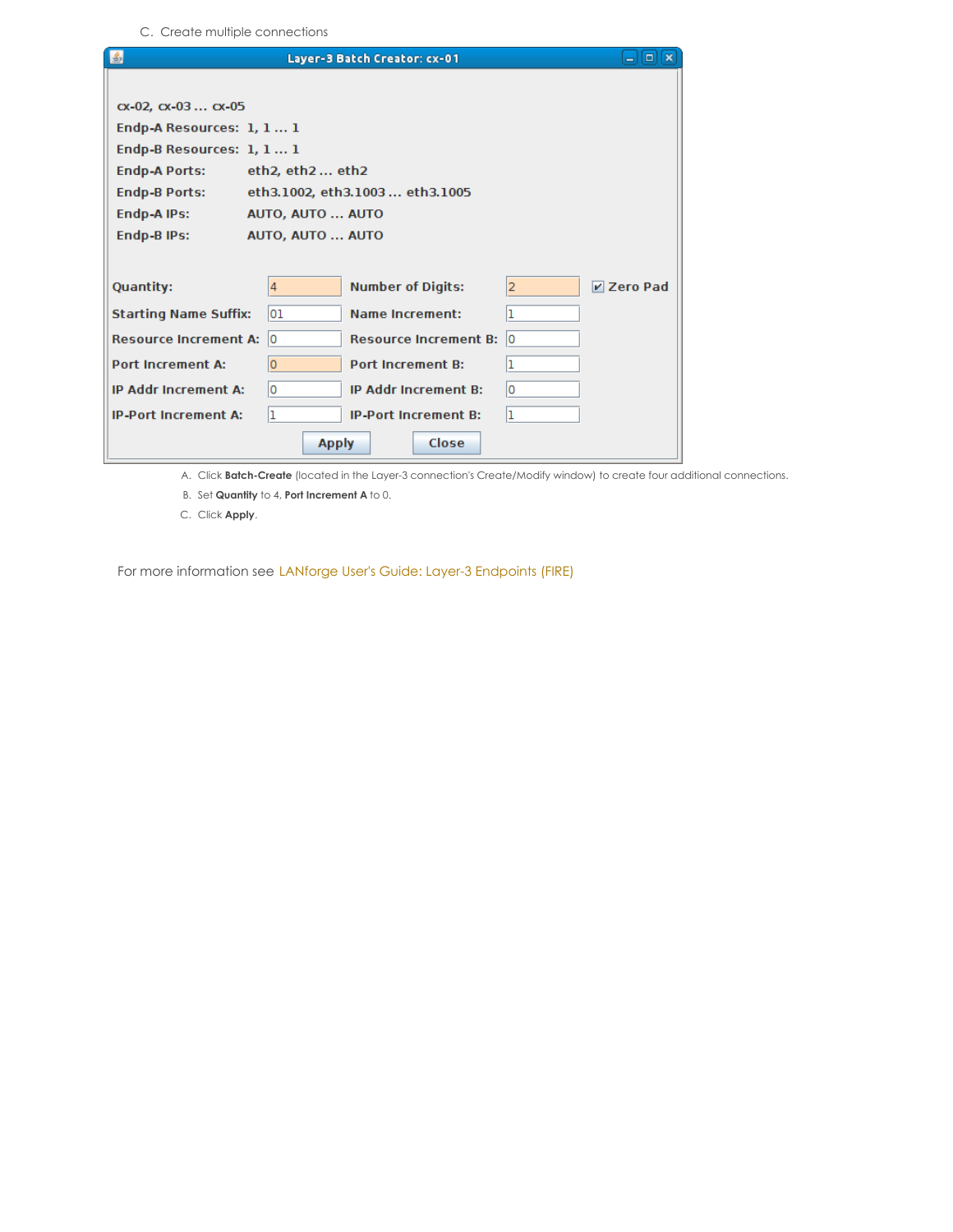C. Create multiple connections

Layer-3 Batch Creator: cx-01

cx-02, cx-03 ... cx-05
Endp-A Resources: 1, 1 ... 1
Endp-B Resources: 1, 1 ... 1
Endp-A Ports: eth2, eth2 ... eth2
Endp-B Ports: eth3.1002, eth3.1003 ... eth3.1005
Endp-A IPs: AUTO, AUTO ... AUTO
Endp-B IPs: AUTO, AUTO ... AUTO

| | | | | |
|---|---|---|---|---|
| Quantity: | 4 | Number of Digits: | 2 | ☑ Zero Pad |
| Starting Name Suffix: | 01 | Name Increment: | 1 | |
| Resource Increment A: | 0 | Resource Increment B: | 0 | |
| Port Increment A: | 0 | Port Increment B: | 1 | |
| IP Addr Increment A: | 0 | IP Addr Increment B: | 0 | |
| IP-Port Increment A: | 1 | IP-Port Increment B: | 1 | |

Apply Close

A. Click **Batch-Create** (located in the Layer-3 connection's Create/Modify window) to create four additional connections.
B. Set **Quantity** to 4, **Port Increment A** to 0.
C. Click **Apply**.

For more information see LANforge User's Guide: Layer-3 Endpoints (FIRE)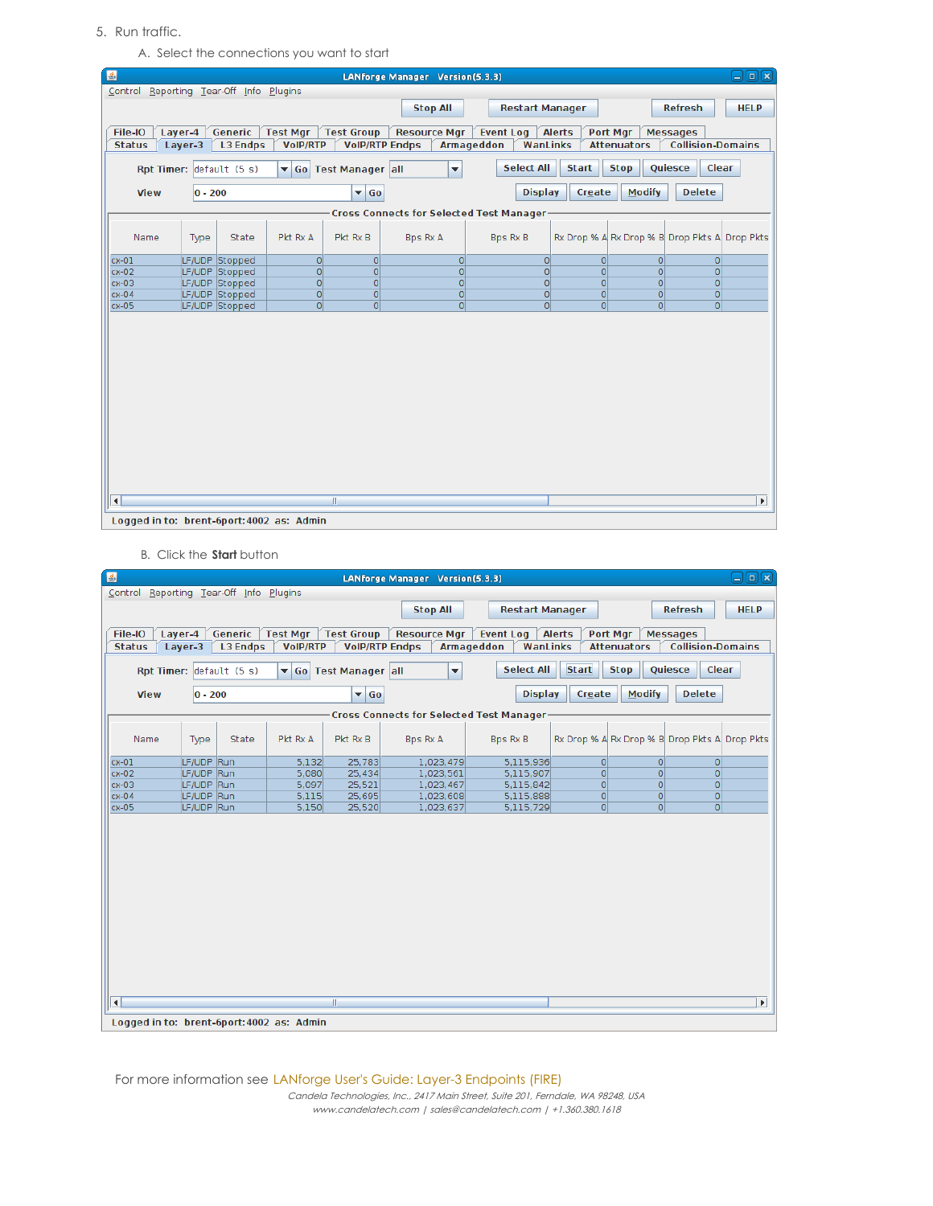5. Run traffic.

   A. Select the connections you want to start

   B. Click the **Start** button

For more information see LANforge User's Guide: Layer-3 Endpoints (FIRE)

*Candela Technologies, Inc., 2417 Main Street, Suite 201, Ferndale, WA 98248, USA*
*www.candelatech.com | sales@candelatech.com | +1.360.380.1618*